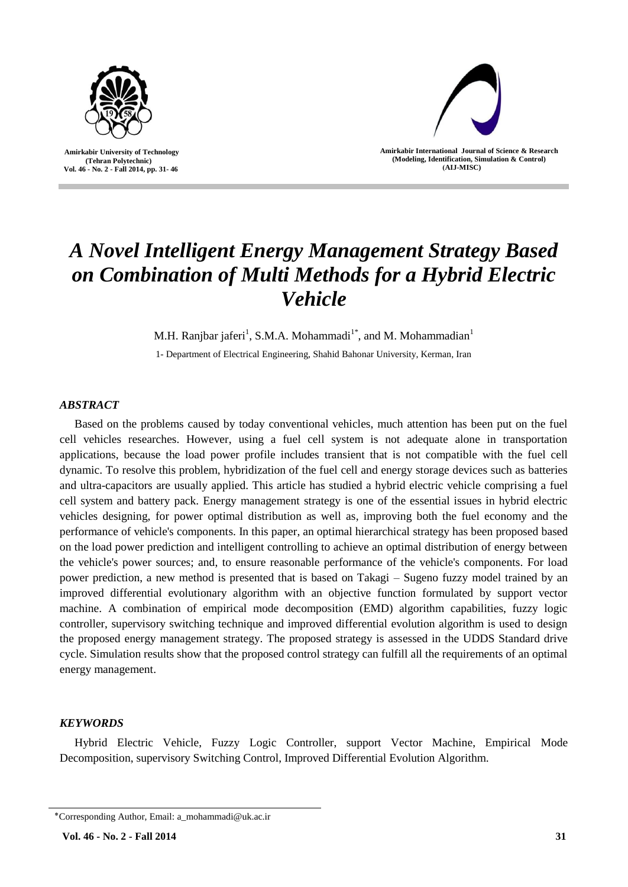# A Novel Intelligent Energy Management Strategy Based on Combination of Multi Methods for a Hybrid Electric Vehicle

M.H. Ranjbar jaferi[1], S.M.A. Mohammadi[1*], and M. Mohammadian[1]

1- Department of Electrical Engineering, Shahid Bahonar University, Kerman, Iran

## *ABSTRACT*

Based on the problems caused by today conventional vehicles, much attention has been put on the fuel cell vehicles researches. However, using a fuel cell system is not adequate alone in transportation applications, because the load power profile includes transient that is not compatible with the fuel cell dynamic. To resolve this problem, hybridization of the fuel cell and energy storage devices such as batteries and ultra-capacitors are usually applied. This article has studied a hybrid electric vehicle comprising a fuel cell system and battery pack. Energy management strategy is one of the essential issues in hybrid electric vehicles designing, for power optimal distribution as well as, improving both the fuel economy and the performance of vehicle's components. In this paper, an optimal hierarchical strategy has been proposed based on the load power prediction and intelligent controlling to achieve an optimal distribution of energy between the vehicle's power sources; and, to ensure reasonable performance of the vehicle's components. For load power prediction, a new method is presented that is based on Takagi – Sugeno fuzzy model trained by an improved differential evolutionary algorithm with an objective function formulated by support vector machine. A combination of empirical mode decomposition (EMD) algorithm capabilities, fuzzy logic controller, supervisory switching technique and improved differential evolution algorithm is used to design the proposed energy management strategy. The proposed strategy is assessed in the UDDS Standard drive cycle. Simulation results show that the proposed control strategy can fulfill all the requirements of an optimal energy management.

## *KEYWORDS*

Hybrid Electric Vehicle, Fuzzy Logic Controller, support Vector Machine, Empirical Mode Decomposition, supervisory Switching Control, Improved Differential Evolution Algorithm.

---

*Corresponding Author, Email: a_mohammadi@uk.ac.ir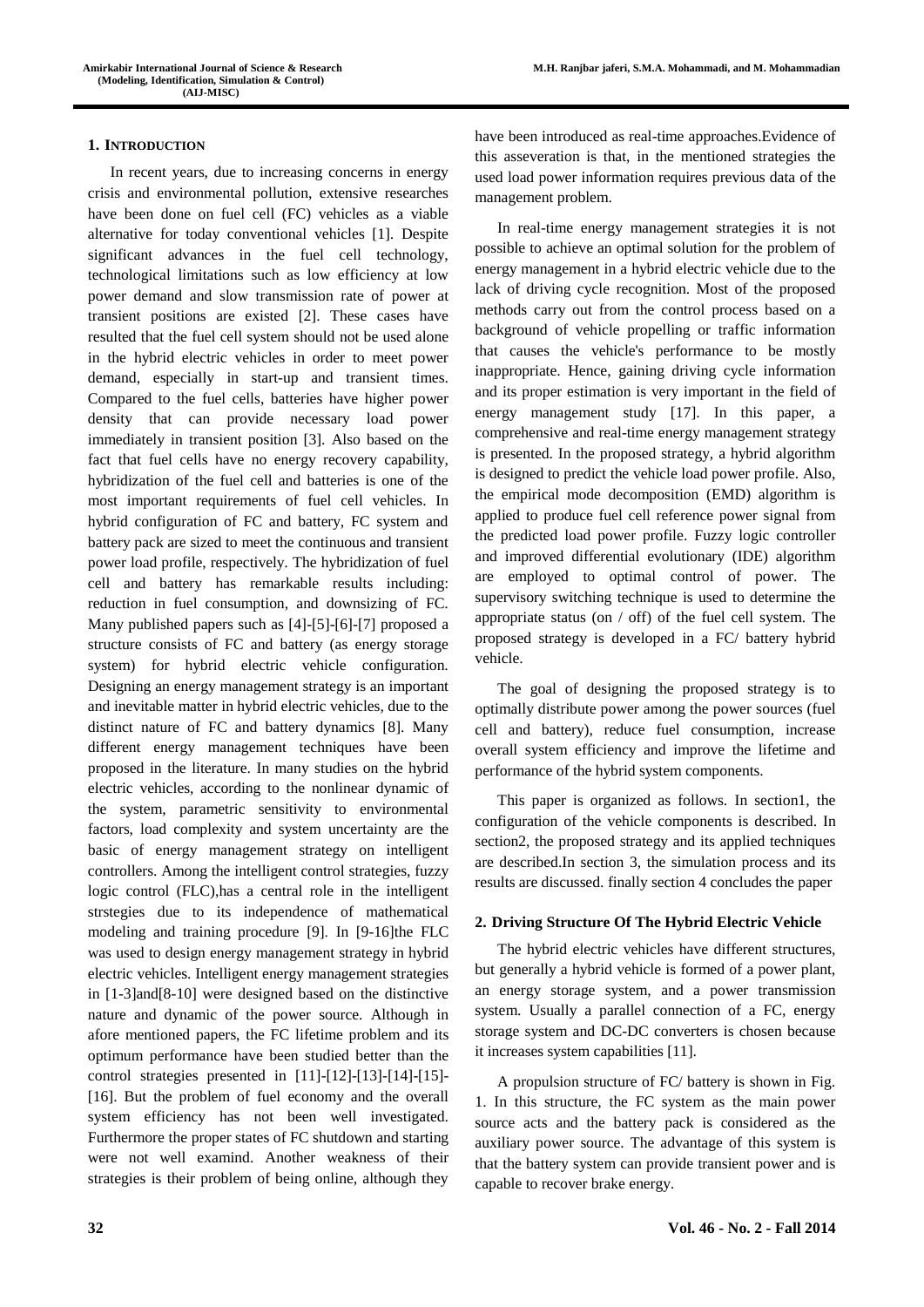## 1. Introduction

In recent years, due to increasing concerns in energy crisis and environmental pollution, extensive researches have been done on fuel cell (FC) vehicles as a viable alternative for today conventional vehicles [1]. Despite significant advances in the fuel cell technology, technological limitations such as low efficiency at low power demand and slow transmission rate of power at transient positions are existed [2]. These cases have resulted that the fuel cell system should not be used alone in the hybrid electric vehicles in order to meet power demand, especially in start-up and transient times. Compared to the fuel cells, batteries have higher power density that can provide necessary load power immediately in transient position [3]. Also based on the fact that fuel cells have no energy recovery capability, hybridization of the fuel cell and batteries is one of the most important requirements of fuel cell vehicles. In hybrid configuration of FC and battery, FC system and battery pack are sized to meet the continuous and transient power load profile, respectively. The hybridization of fuel cell and battery has remarkable results including: reduction in fuel consumption, and downsizing of FC. Many published papers such as [4]-[5]-[6]-[7] proposed a structure consists of FC and battery (as energy storage system) for hybrid electric vehicle configuration. Designing an energy management strategy is an important and inevitable matter in hybrid electric vehicles, due to the distinct nature of FC and battery dynamics [8]. Many different energy management techniques have been proposed in the literature. In many studies on the hybrid electric vehicles, according to the nonlinear dynamic of the system, parametric sensitivity to environmental factors, load complexity and system uncertainty are the basic of energy management strategy on intelligent controllers. Among the intelligent control strategies, fuzzy logic control (FLC),has a central role in the intelligent strstegies due to its independence of mathematical modeling and training procedure [9]. In [9-16]the FLC was used to design energy management strategy in hybrid electric vehicles. Intelligent energy management strategies in [1-3]and[8-10] were designed based on the distinctive nature and dynamic of the power source. Although in afore mentioned papers, the FC lifetime problem and its optimum performance have been studied better than the control strategies presented in [11]-[12]-[13]-[14]-[15]-[16]. But the problem of fuel economy and the overall system efficiency has not been well investigated. Furthermore the proper states of FC shutdown and starting were not well examind. Another weakness of their strategies is their problem of being online, although they have been introduced as real-time approaches.Evidence of this asseveration is that, in the mentioned strategies the used load power information requires previous data of the management problem.

In real-time energy management strategies it is not possible to achieve an optimal solution for the problem of energy management in a hybrid electric vehicle due to the lack of driving cycle recognition. Most of the proposed methods carry out from the control process based on a background of vehicle propelling or traffic information that causes the vehicle's performance to be mostly inappropriate. Hence, gaining driving cycle information and its proper estimation is very important in the field of energy management study [17]. In this paper, a comprehensive and real-time energy management strategy is presented. In the proposed strategy, a hybrid algorithm is designed to predict the vehicle load power profile. Also, the empirical mode decomposition (EMD) algorithm is applied to produce fuel cell reference power signal from the predicted load power profile. Fuzzy logic controller and improved differential evolutionary (IDE) algorithm are employed to optimal control of power. The supervisory switching technique is used to determine the appropriate status (on / off) of the fuel cell system. The proposed strategy is developed in a FC/ battery hybrid vehicle.

The goal of designing the proposed strategy is to optimally distribute power among the power sources (fuel cell and battery), reduce fuel consumption, increase overall system efficiency and improve the lifetime and performance of the hybrid system components.

This paper is organized as follows. In section1, the configuration of the vehicle components is described. In section2, the proposed strategy and its applied techniques are described.In section 3, the simulation process and its results are discussed. finally section 4 concludes the paper

## 2. Driving Structure Of The Hybrid Electric Vehicle

The hybrid electric vehicles have different structures, but generally a hybrid vehicle is formed of a power plant, an energy storage system, and a power transmission system. Usually a parallel connection of a FC, energy storage system and DC-DC converters is chosen because it increases system capabilities [11].

A propulsion structure of FC/ battery is shown in Fig. 1. In this structure, the FC system as the main power source acts and the battery pack is considered as the auxiliary power source. The advantage of this system is that the battery system can provide transient power and is capable to recover brake energy.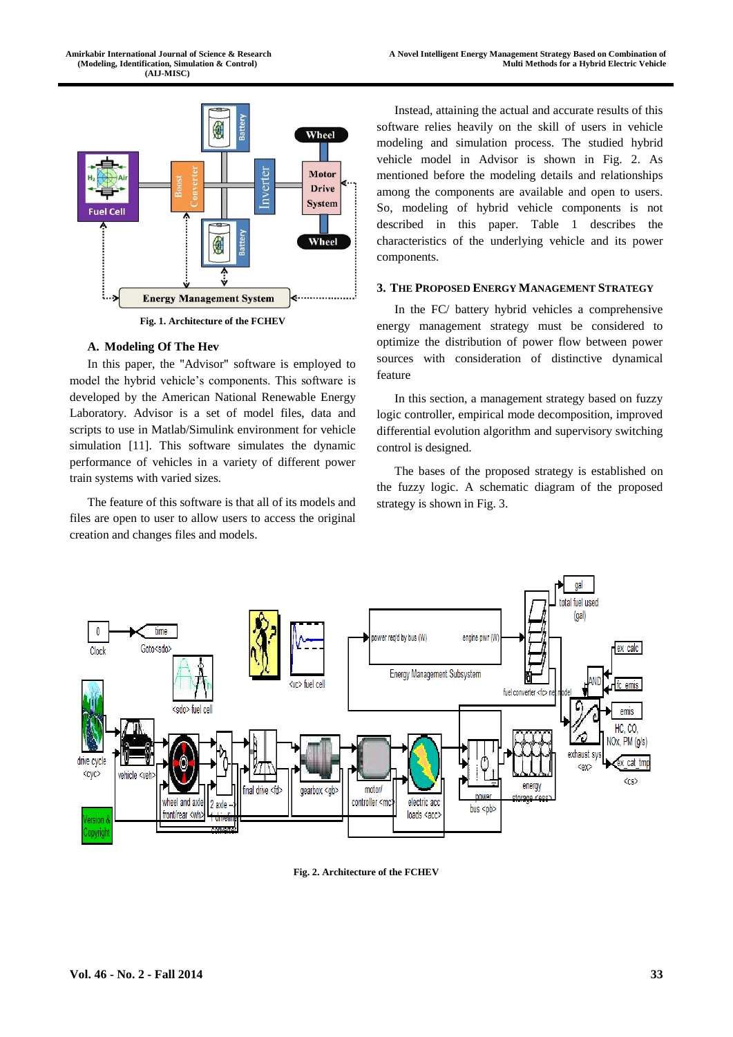Fig. 1. Architecture of the FCHEV

### A. Modeling Of The Hev

In this paper, the "Advisor" software is employed to model the hybrid vehicle's components. This software is developed by the American National Renewable Energy Laboratory. Advisor is a set of model files, data and scripts to use in Matlab/Simulink environment for vehicle simulation [11]. This software simulates the dynamic performance of vehicles in a variety of different power train systems with varied sizes.

The feature of this software is that all of its models and files are open to user to allow users to access the original creation and changes files and models.

Instead, attaining the actual and accurate results of this software relies heavily on the skill of users in vehicle modeling and simulation process. The studied hybrid vehicle model in Advisor is shown in Fig. 2. As mentioned before the modeling details and relationships among the components are available and open to users. So, modeling of hybrid vehicle components is not described in this paper. Table 1 describes the characteristics of the underlying vehicle and its power components.

## 3. The Proposed Energy Management Strategy

In the FC/ battery hybrid vehicles a comprehensive energy management strategy must be considered to optimize the distribution of power flow between power sources with consideration of distinctive dynamical feature

In this section, a management strategy based on fuzzy logic controller, empirical mode decomposition, improved differential evolution algorithm and supervisory switching control is designed.

The bases of the proposed strategy is established on the fuzzy logic. A schematic diagram of the proposed strategy is shown in Fig. 3.

Fig. 2. Architecture of the FCHEV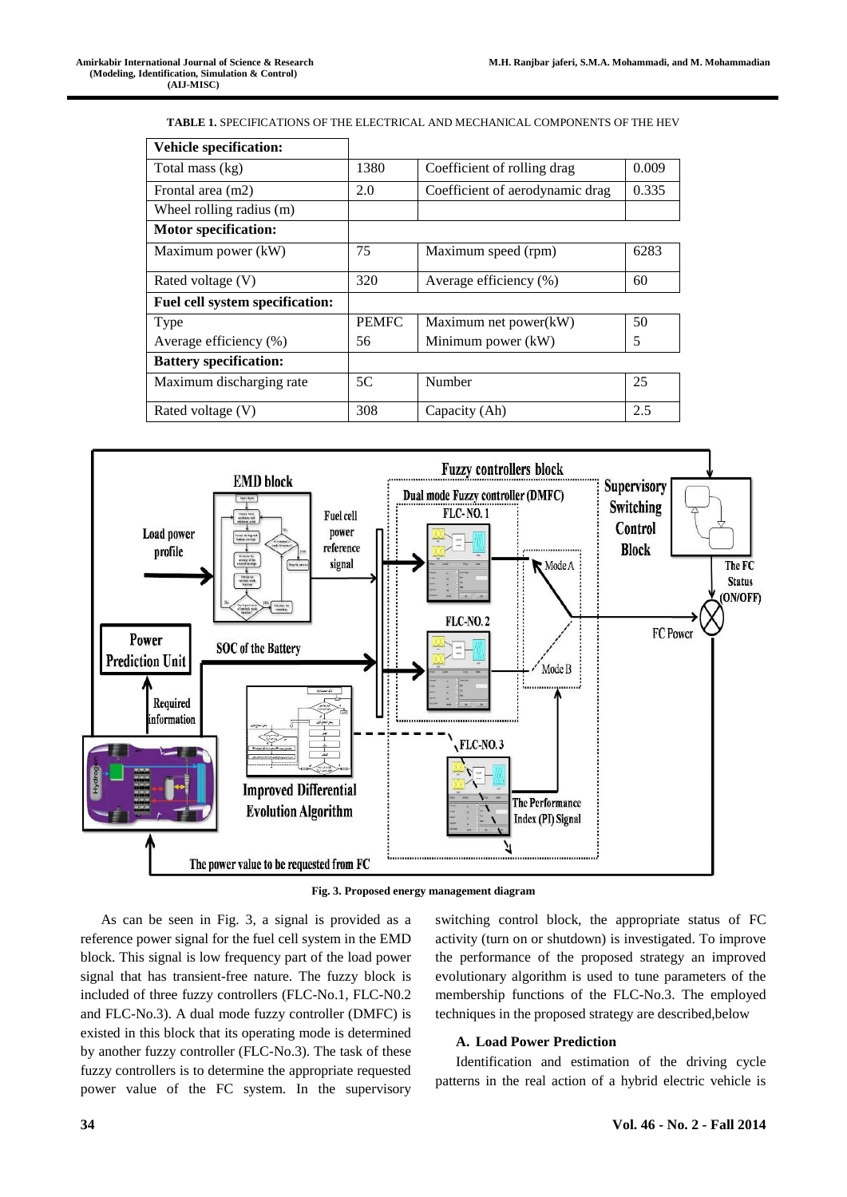**TABLE 1.** SPECIFICATIONS OF THE ELECTRICAL AND MECHANICAL COMPONENTS OF THE HEV

| **Vehicle specification:** | | | |
|---|---|---|---|
| Total mass (kg) | 1380 | Coefficient of rolling drag | 0.009 |
| Frontal area (m2) | 2.0 | Coefficient of aerodynamic drag | 0.335 |
| Wheel rolling radius (m) | | | |
| **Motor specification:** | | | |
| Maximum power (kW) | 75 | Maximum speed (rpm) | 6283 |
| Rated voltage (V) | 320 | Average efficiency (%) | 60 |
| **Fuel cell system specification:** | | | |
| Type | PEMFC | Maximum net power(kW) | 50 |
| Average efficiency (%) | 56 | Minimum power (kW) | 5 |
| **Battery specification:** | | | |
| Maximum discharging rate | 5C | Number | 25 |
| Rated voltage (V) | 308 | Capacity (Ah) | 2.5 |

**Fig. 3. Proposed energy management diagram**

As can be seen in Fig. 3, a signal is provided as a reference power signal for the fuel cell system in the EMD block. This signal is low frequency part of the load power signal that has transient-free nature. The fuzzy block is included of three fuzzy controllers (FLC-No.1, FLC-N0.2 and FLC-No.3). A dual mode fuzzy controller (DMFC) is existed in this block that its operating mode is determined by another fuzzy controller (FLC-No.3). The task of these fuzzy controllers is to determine the appropriate requested power value of the FC system. In the supervisory switching control block, the appropriate status of FC activity (turn on or shutdown) is investigated. To improve the performance of the proposed strategy an improved evolutionary algorithm is used to tune parameters of the membership functions of the FLC-No.3. The employed techniques in the proposed strategy are described,below

### A. Load Power Prediction

Identification and estimation of the driving cycle patterns in the real action of a hybrid electric vehicle is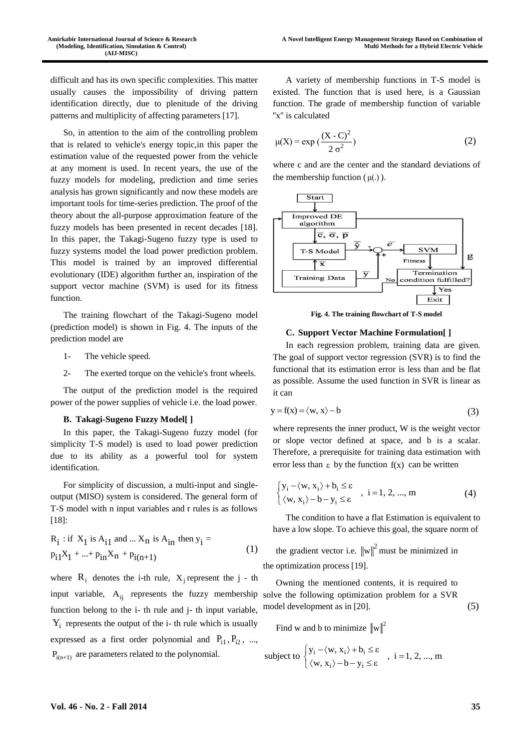difficult and has its own specific complexities. This matter usually causes the impossibility of driving pattern identification directly, due to plenitude of the driving patterns and multiplicity of affecting parameters [17].

So, in attention to the aim of the controlling problem that is related to vehicle's energy topic,in this paper the estimation value of the requested power from the vehicle at any moment is used. In recent years, the use of the fuzzy models for modeling, prediction and time series analysis has grown significantly and now these models are important tools for time-series prediction. The proof of the theory about the all-purpose approximation feature of the fuzzy models has been presented in recent decades [18]. In this paper, the Takagi-Sugeno fuzzy type is used to fuzzy systems model the load power prediction problem. This model is trained by an improved differential evolutionary (IDE) algorithm further an, inspiration of the support vector machine (SVM) is used for its fitness function.

The training flowchart of the Takagi-Sugeno model (prediction model) is shown in Fig. 4. The inputs of the prediction model are

1- The vehicle speed.

2- The exerted torque on the vehicle's front wheels.

The output of the prediction model is the required power of the power supplies of vehicle i.e. the load power.

### B. Takagi-Sugeno Fuzzy Model[ ]

In this paper, the Takagi-Sugeno fuzzy model (for simplicity T-S model) is used to load power prediction due to its ability as a powerful tool for system identification.

For simplicity of discussion, a multi-input and single-output (MISO) system is considered. The general form of T-S model with n input variables and r rules is as follows [18]:

$$R_i : \text{if } X_1 \text{ is } A_{i1} \text{ and } ... X_n \text{ is } A_{in} \text{ then } y_i = p_{i1}X_1 + ... + p_{in}X_n + p_{i(n+1)} \tag{1}$$

where $R_i$ denotes the i-th rule, $X_j$ represent the j - th input variable, $A_{ij}$ represents the fuzzy membership function belong to the i- th rule and j- th input variable, $Y_i$ represents the output of the i- th rule which is usually expressed as a first order polynomial and $P_{i1}, P_{i2}$, ..., $P_{i(n+1)}$ are parameters related to the polynomial.

A variety of membership functions in T-S model is existed. The function that is used here, is a Gaussian function. The grade of membership function of variable "x" is calculated

$$\mu(X) = \exp\left(\frac{(X - C)^2}{2\,\sigma^2}\right) \tag{2}$$

where c and are the center and the standard deviations of the membership function ($\mu(.)$).

Fig. 4. The training flowchart of T-S model

### C. Support Vector Machine Formulation[ ]

In each regression problem, training data are given. The goal of support vector regression (SVR) is to find the functional that its estimation error is less than and be flat as possible. Assume the used function in SVR is linear as it can

$$y = f(x) = \langle w, x \rangle - b \tag{3}$$

where represents the inner product, W is the weight vector or slope vector defined at space, and b is a scalar. Therefore, a prerequisite for training data estimation with error less than $\varepsilon$ by the function $f(x)$ can be written

$$\begin{cases} y_i - \langle w, x_i \rangle + b_i \leq \varepsilon \\ \langle w, x_i \rangle - b - y_i \leq \varepsilon \end{cases}, \quad i = 1, 2, ..., m \tag{4}$$

The condition to have a flat Estimation is equivalent to have a low slope. To achieve this goal, the square norm of the gradient vector i.e. $\|w\|^2$ must be minimized in the optimization process [19].

Owning the mentioned contents, it is required to solve the following optimization problem for a SVR model development as in [20]. (5)

$$\text{Find w and b to minimize } \|w\|^2$$

$$\text{subject to } \begin{cases} y_i - \langle w, x_i \rangle + b_i \leq \varepsilon \\ \langle w, x_i \rangle - b - y_i \leq \varepsilon \end{cases}, \quad i = 1, 2, ..., m$$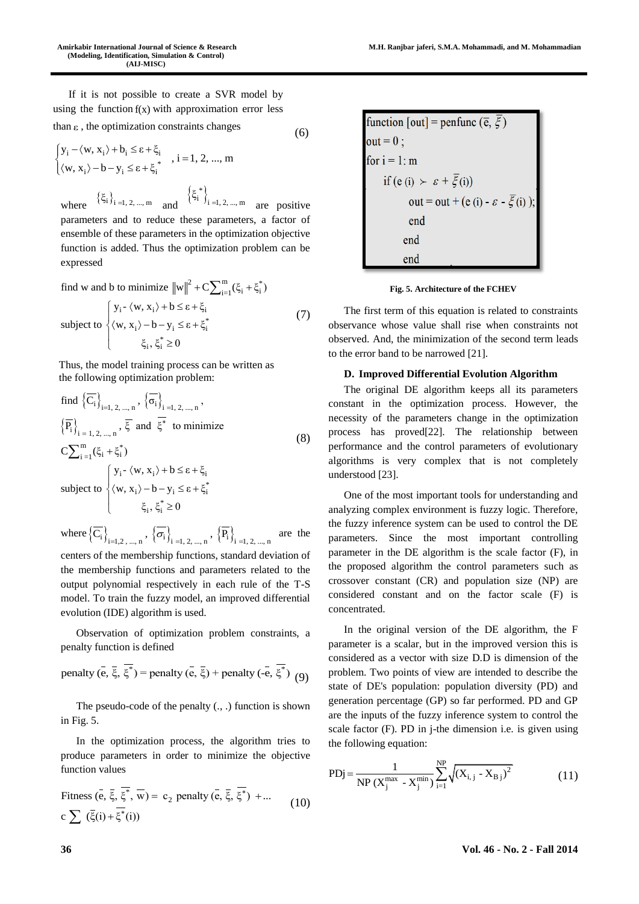If it is not possible to create a SVR model by using the function $f(x)$ with approximation error less than $\varepsilon$, the optimization constraints changes

$$\begin{cases} y_i - \langle w, x_i \rangle + b_i \le \varepsilon + \xi_i \\ \langle w, x_i \rangle - b - y_i \le \varepsilon + \xi_i^* \end{cases}, \; i = 1, 2, ..., m \tag{6}$$

where $\{\xi_i\}_{i=1,2,...,m}$ and $\{\xi_i^*\}_{i=1,2,...,m}$ are positive parameters and to reduce these parameters, a factor of ensemble of these parameters in the optimization objective function is added. Thus the optimization problem can be expressed

$$\begin{aligned} &\text{find w and b to minimize } \|w\|^2 + C\sum_{i=1}^{m}(\xi_i + \xi_i^*) \\ &\text{subject to } \begin{cases} y_i - \langle w, x_i \rangle + b \le \varepsilon + \xi_i \\ \langle w, x_i \rangle - b - y_i \le \varepsilon + \xi_i^* \\ \xi_i, \xi_i^* \ge 0 \end{cases} \end{aligned} \tag{7}$$

Thus, the model training process can be written as the following optimization problem:

$$\begin{aligned} &\text{find } \{\overline{C_i}\}_{i=1,2,...,n}, \{\overline{\sigma_i}\}_{i=1,2,...,n}, \\ &\{\overline{P_i}\}_{i=1,2,...,n}, \bar{\xi} \text{ and } \overline{\xi^*} \text{ to minimize} \\ &C\sum_{i=1}^{m}(\xi_i + \xi_i^*) \\ &\text{subject to } \begin{cases} y_i - \langle w, x_i \rangle + b \le \varepsilon + \xi_i \\ \langle w, x_i \rangle - b - y_i \le \varepsilon + \xi_i^* \\ \xi_i, \xi_i^* \ge 0 \end{cases} \end{aligned} \tag{8}$$

where $\{\overline{C_i}\}_{i=1,2,...,n}$, $\{\overline{\sigma_i}\}_{i=1,2,...,n}$, $\{\overline{P_i}\}_{i=1,2,...,n}$ are the centers of the membership functions, standard deviation of the membership functions and parameters related to the output polynomial respectively in each rule of the T-S model. To train the fuzzy model, an improved differential evolution (IDE) algorithm is used.

Observation of optimization problem constraints, a penalty function is defined

$$\text{penalty}(\bar{e}, \bar{\xi}, \overline{\xi^*}) = \text{penalty}(\bar{e}, \bar{\xi}) + \text{penalty}(-\bar{e}, \overline{\xi^*}) \tag{9}$$

The pseudo-code of the penalty (., .) function is shown in Fig. 5.

In the optimization process, the algorithm tries to produce parameters in order to minimize the objective function values

$$\text{Fitness}(\bar{e}, \bar{\xi}, \overline{\xi^*}, \bar{w}) = c_2 \text{ penalty}(\bar{e}, \bar{\xi}, \overline{\xi^*}) + ... \; c\sum(\bar{\xi}(i) + \overline{\xi^*}(i)) \tag{10}$$

```
function [out] = penfunc (ē, ξ̄)
out = 0 ;
for i = 1: m
    if (e (i) ≻ ε + ξ̄(i))
        out = out + (e (i) - ε - ξ̄(i) );
    end
end
end
```

**Fig. 5. Architecture of the FCHEV**

The first term of this equation is related to constraints observance whose value shall rise when constraints not observed. And, the minimization of the second term leads to the error band to be narrowed [21].

### D. Improved Differential Evolution Algorithm

The original DE algorithm keeps all its parameters constant in the optimization process. However, the necessity of the parameters change in the optimization process has proved[22]. The relationship between performance and the control parameters of evolutionary algorithms is very complex that is not completely understood [23].

One of the most important tools for understanding and analyzing complex environment is fuzzy logic. Therefore, the fuzzy inference system can be used to control the DE parameters. Since the most important controlling parameter in the DE algorithm is the scale factor (F), in the proposed algorithm the control parameters such as crossover constant (CR) and population size (NP) are considered constant and on the factor scale (F) is concentrated.

In the original version of the DE algorithm, the F parameter is a scalar, but in the improved version this is considered as a vector with size D.D is dimension of the problem. Two points of view are intended to describe the state of DE's population: population diversity (PD) and generation percentage (GP) so far performed. PD and GP are the inputs of the fuzzy inference system to control the scale factor (F). PD in j-the dimension i.e. is given using the following equation:

$$PDj = \frac{1}{NP\,(X_j^{max} - X_j^{min})}\sum_{i=1}^{NP}\sqrt{(X_{i,j} - X_{Bj})^2} \tag{11}$$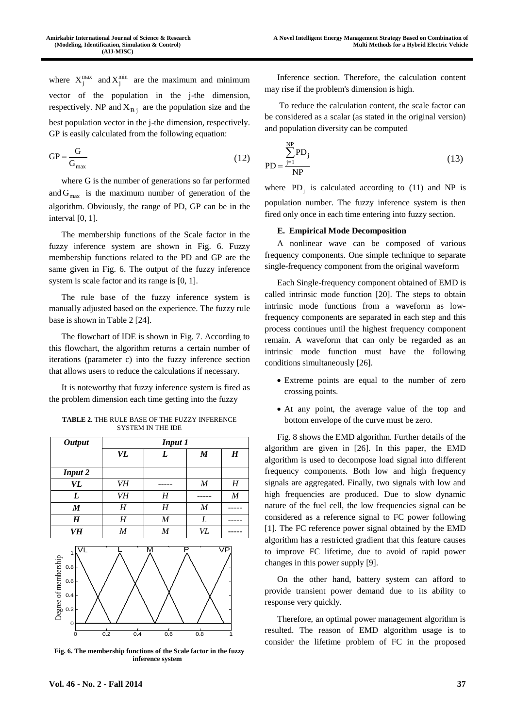where $X_j^{max}$ and $X_j^{min}$ are the maximum and minimum vector of the population in the j-the dimension, respectively. NP and $X_{Bj}$ are the population size and the best population vector in the j-the dimension, respectively. GP is easily calculated from the following equation:

$$GP = \frac{G}{G_{max}} \tag{12}$$

where G is the number of generations so far performed and $G_{max}$ is the maximum number of generation of the algorithm. Obviously, the range of PD, GP can be in the interval [0, 1].

The membership functions of the Scale factor in the fuzzy inference system are shown in Fig. 6. Fuzzy membership functions related to the PD and GP are the same given in Fig. 6. The output of the fuzzy inference system is scale factor and its range is [0, 1].

The rule base of the fuzzy inference system is manually adjusted based on the experience. The fuzzy rule base is shown in Table 2 [24].

The flowchart of IDE is shown in Fig. 7. According to this flowchart, the algorithm returns a certain number of iterations (parameter c) into the fuzzy inference section that allows users to reduce the calculations if necessary.

It is noteworthy that fuzzy inference system is fired as the problem dimension each time getting into the fuzzy

**TABLE 2.** THE RULE BASE OF THE FUZZY INFERENCE SYSTEM IN THE IDE

| ***Output*** | ***Input 1*** | | | |
|---|---|---|---|---|
| | ***VL*** | ***L*** | ***M*** | ***H*** |
| ***Input 2*** | | | | |
| ***VL*** | *VH* | ----- | *M* | *H* |
| ***L*** | *VH* | *H* | ----- | *M* |
| ***M*** | *H* | *H* | *M* | ----- |
| ***H*** | *H* | *M* | *L* | ----- |
| ***VH*** | *M* | *M* | *VL* | ----- |

**Fig. 6. The membership functions of the Scale factor in the fuzzy inference system**

Inference section. Therefore, the calculation content may rise if the problem's dimension is high.

To reduce the calculation content, the scale factor can be considered as a scalar (as stated in the original version) and population diversity can be computed

$$PD = \frac{\sum_{j=1}^{NP} PD_j}{NP} \tag{13}$$

where $PD_j$ is calculated according to (11) and NP is population number. The fuzzy inference system is then fired only once in each time entering into fuzzy section.

### E. Empirical Mode Decomposition

A nonlinear wave can be composed of various frequency components. One simple technique to separate single-frequency component from the original waveform

Each Single-frequency component obtained of EMD is called intrinsic mode function [20]. The steps to obtain intrinsic mode functions from a waveform as low-frequency components are separated in each step and this process continues until the highest frequency component remain. A waveform that can only be regarded as an intrinsic mode function must have the following conditions simultaneously [26].

- Extreme points are equal to the number of zero crossing points.
- At any point, the average value of the top and bottom envelope of the curve must be zero.

Fig. 8 shows the EMD algorithm. Further details of the algorithm are given in [26]. In this paper, the EMD algorithm is used to decompose load signal into different frequency components. Both low and high frequency signals are aggregated. Finally, two signals with low and high frequencies are produced. Due to slow dynamic nature of the fuel cell, the low frequencies signal can be considered as a reference signal to FC power following [1]. The FC reference power signal obtained by the EMD algorithm has a restricted gradient that this feature causes to improve FC lifetime, due to avoid of rapid power changes in this power supply [9].

On the other hand, battery system can afford to provide transient power demand due to its ability to response very quickly.

Therefore, an optimal power management algorithm is resulted. The reason of EMD algorithm usage is to consider the lifetime problem of FC in the proposed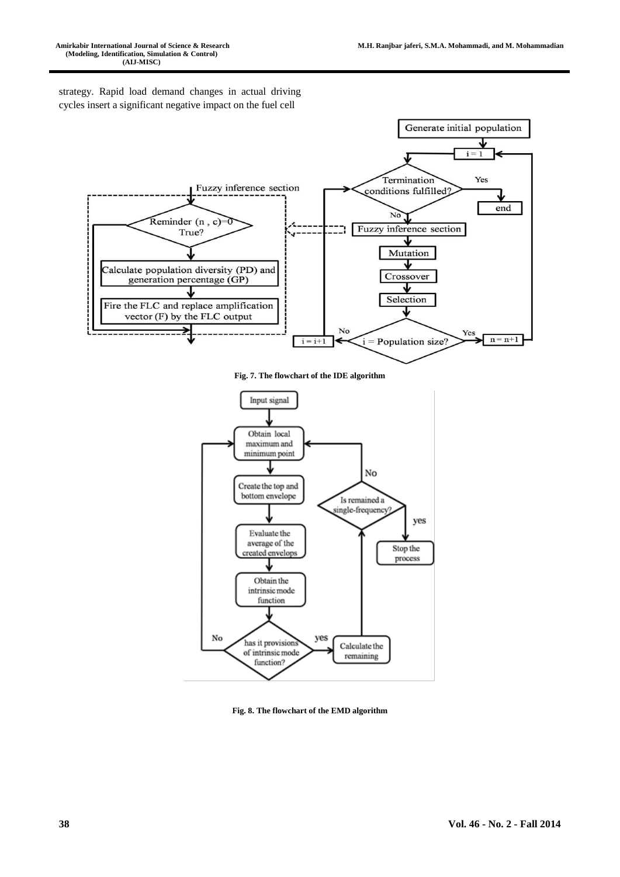strategy. Rapid load demand changes in actual driving cycles insert a significant negative impact on the fuel cell

Fig. 7. The flowchart of the IDE algorithm

Fig. 8. The flowchart of the EMD algorithm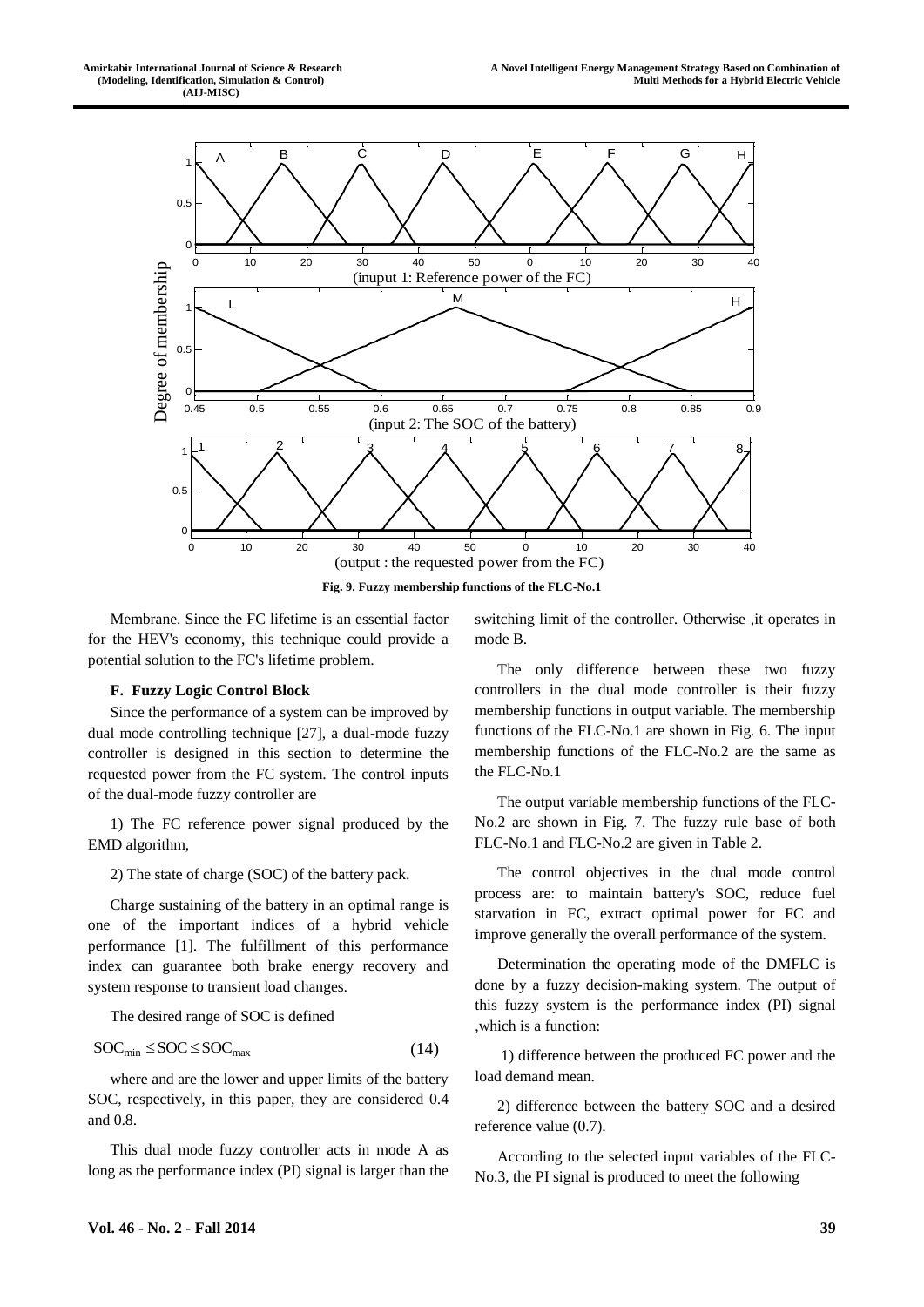Fig. 9. Fuzzy membership functions of the FLC-No.1

Membrane. Since the FC lifetime is an essential factor for the HEV's economy, this technique could provide a potential solution to the FC's lifetime problem.

### F. Fuzzy Logic Control Block

Since the performance of a system can be improved by dual mode controlling technique [27], a dual-mode fuzzy controller is designed in this section to determine the requested power from the FC system. The control inputs of the dual-mode fuzzy controller are

1) The FC reference power signal produced by the EMD algorithm,

2) The state of charge (SOC) of the battery pack.

Charge sustaining of the battery in an optimal range is one of the important indices of a hybrid vehicle performance [1]. The fulfillment of this performance index can guarantee both brake energy recovery and system response to transient load changes.

The desired range of SOC is defined

$$SOC_{min} \leq SOC \leq SOC_{max} \tag{14}$$

where and are the lower and upper limits of the battery SOC, respectively, in this paper, they are considered 0.4 and 0.8.

This dual mode fuzzy controller acts in mode A as long as the performance index (PI) signal is larger than the switching limit of the controller. Otherwise ,it operates in mode B.

The only difference between these two fuzzy controllers in the dual mode controller is their fuzzy membership functions in output variable. The membership functions of the FLC-No.1 are shown in Fig. 6. The input membership functions of the FLC-No.2 are the same as the FLC-No.1

The output variable membership functions of the FLC-No.2 are shown in Fig. 7. The fuzzy rule base of both FLC-No.1 and FLC-No.2 are given in Table 2.

The control objectives in the dual mode control process are: to maintain battery's SOC, reduce fuel starvation in FC, extract optimal power for FC and improve generally the overall performance of the system.

Determination the operating mode of the DMFLC is done by a fuzzy decision-making system. The output of this fuzzy system is the performance index (PI) signal ,which is a function:

1) difference between the produced FC power and the load demand mean.

2) difference between the battery SOC and a desired reference value (0.7).

According to the selected input variables of the FLC-No.3, the PI signal is produced to meet the following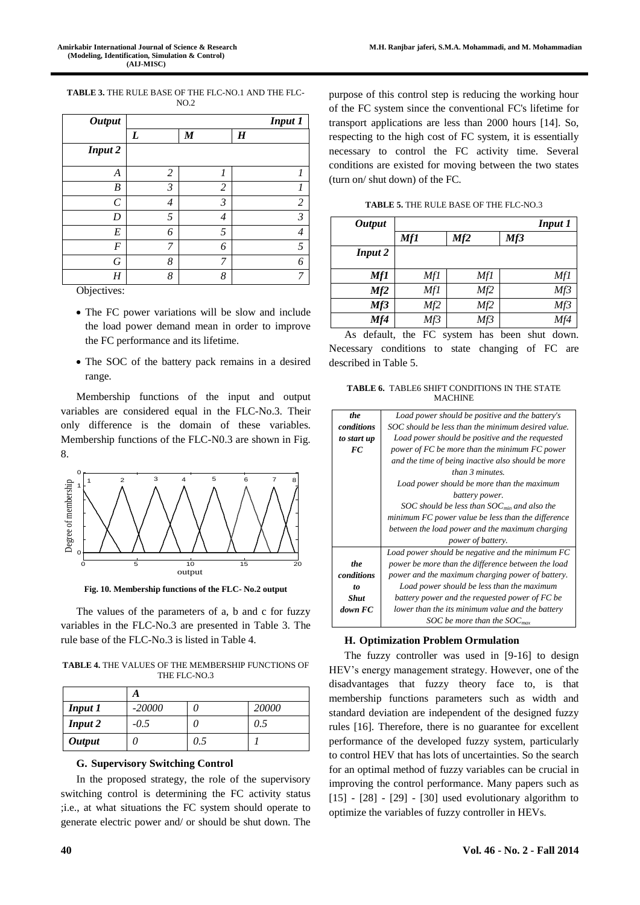**TABLE 3.** THE RULE BASE OF THE FLC-NO.1 AND THE FLC-NO.2

| Output | Input 1 | | |
|---|---|---|---|
| | L | M | H |
| Input 2 | | | |
| A | 2 | 1 | 1 |
| B | 3 | 2 | 1 |
| C | 4 | 3 | 2 |
| D | 5 | 4 | 3 |
| E | 6 | 5 | 4 |
| F | 7 | 6 | 5 |
| G | 8 | 7 | 6 |
| H | 8 | 8 | 7 |

Objectives:

- The FC power variations will be slow and include the load power demand mean in order to improve the FC performance and its lifetime.
- The SOC of the battery pack remains in a desired range.

Membership functions of the input and output variables are considered equal in the FLC-No.3. Their only difference is the domain of these variables. Membership functions of the FLC-N0.3 are shown in Fig. 8.

**Fig. 10. Membership functions of the FLC- No.2 output**

The values of the parameters of a, b and c for fuzzy variables in the FLC-No.3 are presented in Table 3. The rule base of the FLC-No.3 is listed in Table 4.

**TABLE 4.** THE VALUES OF THE MEMBERSHIP FUNCTIONS OF THE FLC-NO.3

| | A | | |
|---|---|---|---|
| Input 1 | -20000 | 0 | 20000 |
| Input 2 | -0.5 | 0 | 0.5 |
| Output | 0 | 0.5 | 1 |

### G. Supervisory Switching Control

In the proposed strategy, the role of the supervisory switching control is determining the FC activity status ;i.e., at what situations the FC system should operate to generate electric power and/ or should be shut down. The purpose of this control step is reducing the working hour of the FC system since the conventional FC's lifetime for transport applications are less than 2000 hours [14]. So, respecting to the high cost of FC system, it is essentially necessary to control the FC activity time. Several conditions are existed for moving between the two states (turn on/ shut down) of the FC.

**TABLE 5.** THE RULE BASE OF THE FLC-NO.3

| Output | Input 1 | | |
|---|---|---|---|
| | Mf1 | Mf2 | Mf3 |
| Input 2 | | | |
| Mf1 | Mf1 | Mf1 | Mf1 |
| Mf2 | Mf1 | Mf2 | Mf3 |
| Mf3 | Mf2 | Mf2 | Mf3 |
| Mf4 | Mf3 | Mf3 | Mf4 |

As default, the FC system has been shut down. Necessary conditions to state changing of FC are described in Table 5.

**TABLE 6.** TABLE6 SHIFT CONDITIONS IN THE STATE MACHINE

| | |
|---|---|
| *the conditions to start up FC* | *Load power should be positive and the battery's SOC should be less than the minimum desired value. Load power should be positive and the requested power of FC be more than the minimum FC power and the time of being inactive also should be more than 3 minutes. Load power should be more than the maximum battery power. SOC should be less than $SOC_{min}$ and also the minimum FC power value be less than the difference between the load power and the maximum charging power of battery.* |
| *the conditions to Shut down FC* | *Load power should be negative and the minimum FC power be more than the difference between the load power and the maximum charging power of battery. Load power should be less than the maximum battery power and the requested power of FC be lower than the its minimum value and the battery SOC be more than the $SOC_{max}$* |

### H. Optimization Problem Ormulation

The fuzzy controller was used in [9-16] to design HEV's energy management strategy. However, one of the disadvantages that fuzzy theory face to, is that membership functions parameters such as width and standard deviation are independent of the designed fuzzy rules [16]. Therefore, there is no guarantee for excellent performance of the developed fuzzy system, particularly to control HEV that has lots of uncertainties. So the search for an optimal method of fuzzy variables can be crucial in improving the control performance. Many papers such as [15] - [28] - [29] - [30] used evolutionary algorithm to optimize the variables of fuzzy controller in HEVs.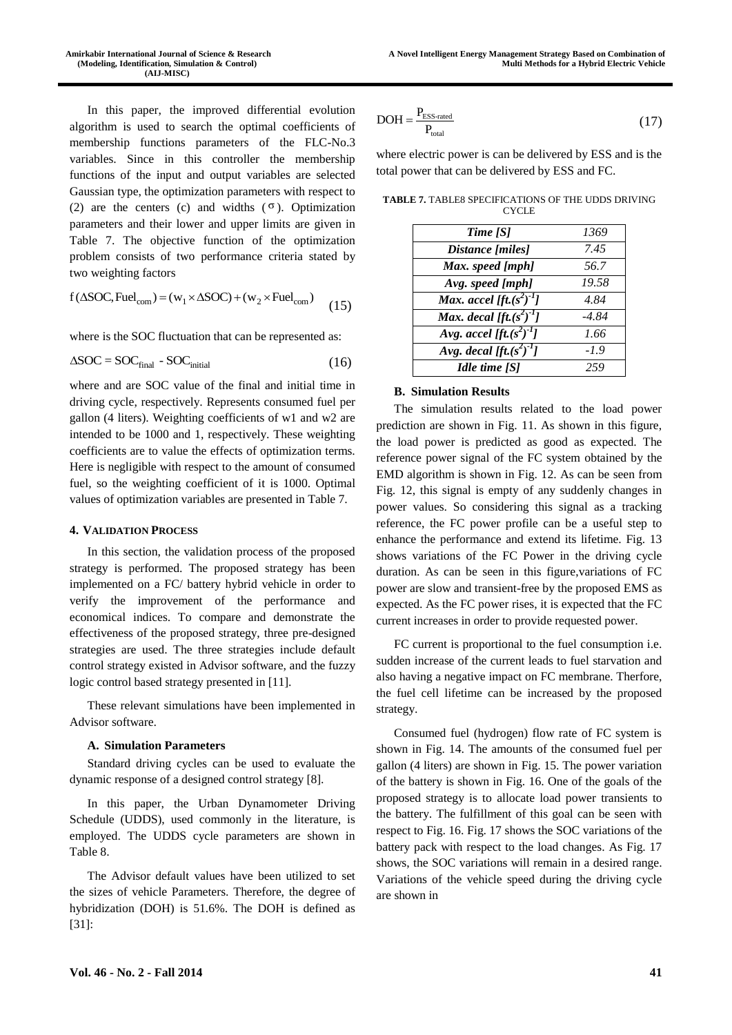In this paper, the improved differential evolution algorithm is used to search the optimal coefficients of membership functions parameters of the FLC-No.3 variables. Since in this controller the membership functions of the input and output variables are selected Gaussian type, the optimization parameters with respect to (2) are the centers (c) and widths ($\sigma$). Optimization parameters and their lower and upper limits are given in Table 7. The objective function of the optimization problem consists of two performance criteria stated by two weighting factors

$$f(\Delta SOC, Fuel_{com}) = (w_1 \times \Delta SOC) + (w_2 \times Fuel_{com}) \quad (15)$$

where is the SOC fluctuation that can be represented as:

$$\Delta SOC = SOC_{final} - SOC_{initial} \quad (16)$$

where and are SOC value of the final and initial time in driving cycle, respectively. Represents consumed fuel per gallon (4 liters). Weighting coefficients of w1 and w2 are intended to be 1000 and 1, respectively. These weighting coefficients are to value the effects of optimization terms. Here is negligible with respect to the amount of consumed fuel, so the weighting coefficient of it is 1000. Optimal values of optimization variables are presented in Table 7.

## 4. Validation Process

In this section, the validation process of the proposed strategy is performed. The proposed strategy has been implemented on a FC/ battery hybrid vehicle in order to verify the improvement of the performance and economical indices. To compare and demonstrate the effectiveness of the proposed strategy, three pre-designed strategies are used. The three strategies include default control strategy existed in Advisor software, and the fuzzy logic control based strategy presented in [11].

These relevant simulations have been implemented in Advisor software.

### A. Simulation Parameters

Standard driving cycles can be used to evaluate the dynamic response of a designed control strategy [8].

In this paper, the Urban Dynamometer Driving Schedule (UDDS), used commonly in the literature, is employed. The UDDS cycle parameters are shown in Table 8.

The Advisor default values have been utilized to set the sizes of vehicle Parameters. Therefore, the degree of hybridization (DOH) is 51.6%. The DOH is defined as [31]:

$$DOH = \frac{P_{ESS\text{-}rated}}{P_{total}} \quad (17)$$

where electric power is can be delivered by ESS and is the total power that can be delivered by ESS and FC.

**TABLE 7.** TABLE8 SPECIFICATIONS OF THE UDDS DRIVING CYCLE

| | |
|---|---|
| *Time [S]* | *1369* |
| *Distance [miles]* | *7.45* |
| *Max. speed [mph]* | *56.7* |
| *Avg. speed [mph]* | *19.58* |
| *Max. accel [ft.$(s^2)^{-1}$]* | *4.84* |
| *Max. decal [ft.$(s^2)^{-1}$]* | *-4.84* |
| *Avg. accel [ft.$(s^2)^{-1}$]* | *1.66* |
| *Avg. decal [ft.$(s^2)^{-1}$]* | *-1.9* |
| *Idle time [S]* | *259* |

### B. Simulation Results

The simulation results related to the load power prediction are shown in Fig. 11. As shown in this figure, the load power is predicted as good as expected. The reference power signal of the FC system obtained by the EMD algorithm is shown in Fig. 12. As can be seen from Fig. 12, this signal is empty of any suddenly changes in power values. So considering this signal as a tracking reference, the FC power profile can be a useful step to enhance the performance and extend its lifetime. Fig. 13 shows variations of the FC Power in the driving cycle duration. As can be seen in this figure,variations of FC power are slow and transient-free by the proposed EMS as expected. As the FC power rises, it is expected that the FC current increases in order to provide requested power.

FC current is proportional to the fuel consumption i.e. sudden increase of the current leads to fuel starvation and also having a negative impact on FC membrane. Therfore, the fuel cell lifetime can be increased by the proposed strategy.

Consumed fuel (hydrogen) flow rate of FC system is shown in Fig. 14. The amounts of the consumed fuel per gallon (4 liters) are shown in Fig. 15. The power variation of the battery is shown in Fig. 16. One of the goals of the proposed strategy is to allocate load power transients to the battery. The fulfillment of this goal can be seen with respect to Fig. 16. Fig. 17 shows the SOC variations of the battery pack with respect to the load changes. As Fig. 17 shows, the SOC variations will remain in a desired range. Variations of the vehicle speed during the driving cycle are shown in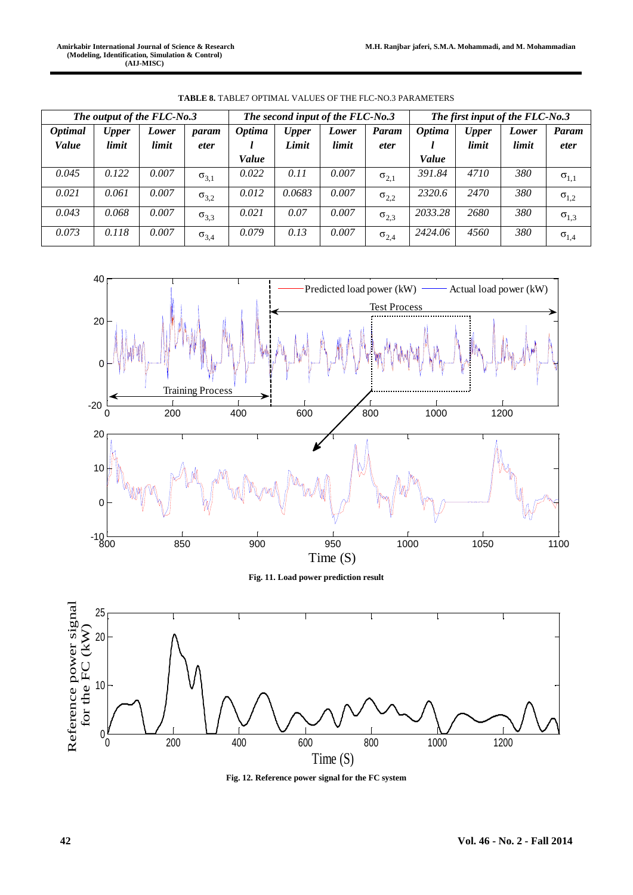**TABLE 8.** TABLE7 OPTIMAL VALUES OF THE FLC-NO.3 PARAMETERS

| *The output of the FLC-No.3* | | | | *The second input of the FLC-No.3* | | | | *The first input of the FLC-No.3* | | | |
|---|---|---|---|---|---|---|---|---|---|---|---|
| ***Optimal Value*** | ***Upper limit*** | ***Lower limit*** | ***parameter*** | ***Optimal Value*** | ***Upper Limit*** | ***Lower limit*** | ***Parameter*** | ***Optimal Value*** | ***Upper limit*** | ***Lower limit*** | ***Parameter*** |
| *0.045* | *0.122* | *0.007* | $\sigma_{3,1}$ | *0.022* | *0.11* | *0.007* | $\sigma_{2,1}$ | *391.84* | *4710* | *380* | $\sigma_{1,1}$ |
| *0.021* | *0.061* | *0.007* | $\sigma_{3,2}$ | *0.012* | *0.0683* | *0.007* | $\sigma_{2,2}$ | *2320.6* | *2470* | *380* | $\sigma_{1,2}$ |
| *0.043* | *0.068* | *0.007* | $\sigma_{3,3}$ | *0.021* | *0.07* | *0.007* | $\sigma_{2,3}$ | *2033.28* | *2680* | *380* | $\sigma_{1,3}$ |
| *0.073* | *0.118* | *0.007* | $\sigma_{3,4}$ | *0.079* | *0.13* | *0.007* | $\sigma_{2,4}$ | *2424.06* | *4560* | *380* | $\sigma_{1,4}$ |

**Fig. 11. Load power prediction result**

**Fig. 12. Reference power signal for the FC system**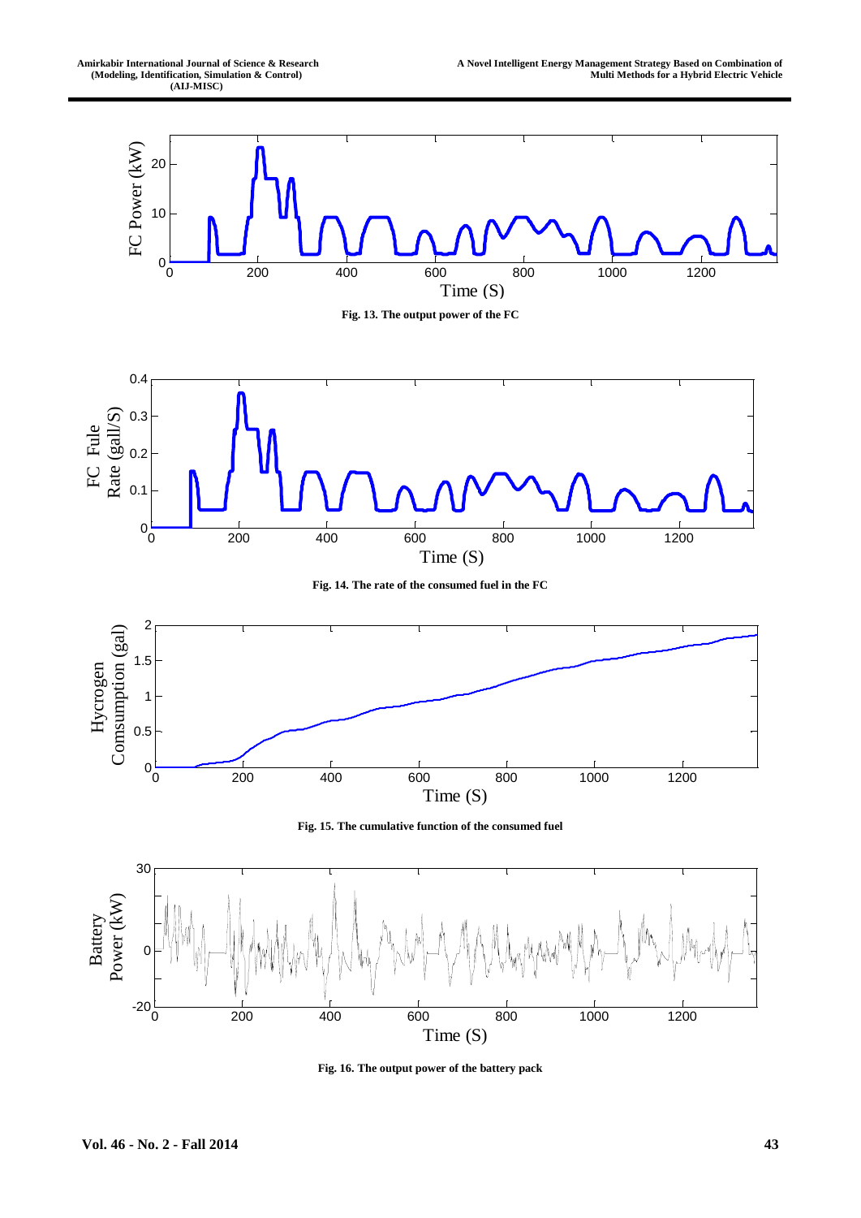Fig. 13. The output power of the FC

Fig. 14. The rate of the consumed fuel in the FC

Fig. 15. The cumulative function of the consumed fuel

Fig. 16. The output power of the battery pack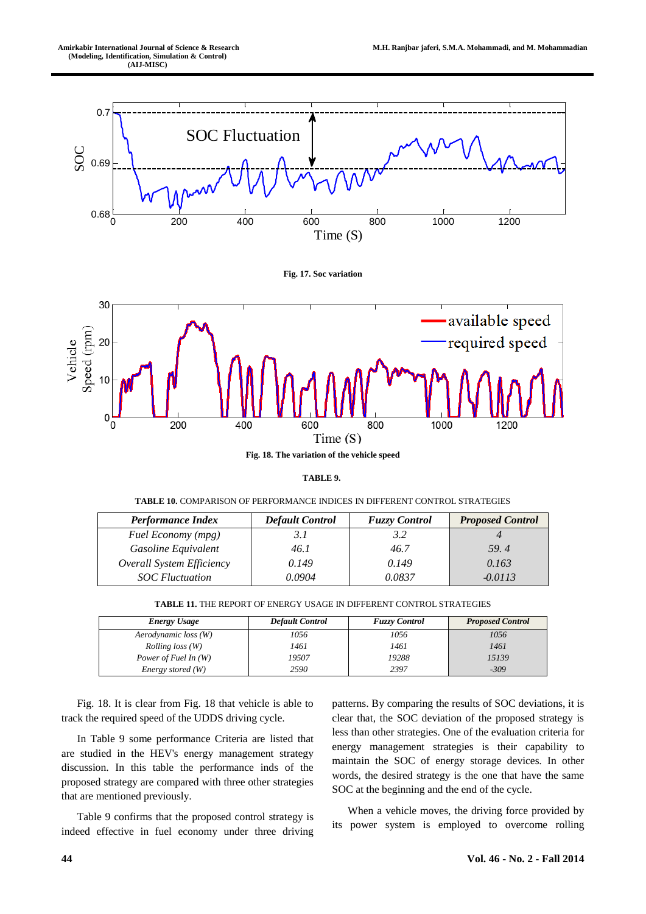Fig. 17. Soc variation

Fig. 18. The variation of the vehicle speed

**TABLE 9.**

**TABLE 10.** COMPARISON OF PERFORMANCE INDICES IN DIFFERENT CONTROL STRATEGIES

| *Performance Index* | *Default Control* | *Fuzzy Control* | *Proposed Control* |
|---|---|---|---|
| *Fuel Economy (mpg)* | *3.1* | *3.2* | *4* |
| *Gasoline Equivalent* | *46.1* | *46.7* | *59. 4* |
| *Overall System Efficiency* | *0.149* | *0.149* | *0.163* |
| *SOC Fluctuation* | *0.0904* | *0.0837* | *-0.0113* |

**TABLE 11.** THE REPORT OF ENERGY USAGE IN DIFFERENT CONTROL STRATEGIES

| *Energy Usage* | *Default Control* | *Fuzzy Control* | *Proposed Control* |
|---|---|---|---|
| *Aerodynamic loss (W)* | *1056* | *1056* | *1056* |
| *Rolling loss (W)* | *1461* | *1461* | *1461* |
| *Power of Fuel In (W)* | *19507* | *19288* | *15139* |
| *Energy stored (W)* | *2590* | *2397* | *-309* |

Fig. 18. It is clear from Fig. 18 that vehicle is able to track the required speed of the UDDS driving cycle.

In Table 9 some performance Criteria are listed that are studied in the HEV's energy management strategy discussion. In this table the performance inds of the proposed strategy are compared with three other strategies that are mentioned previously.

Table 9 confirms that the proposed control strategy is indeed effective in fuel economy under three driving patterns. By comparing the results of SOC deviations, it is clear that, the SOC deviation of the proposed strategy is less than other strategies. One of the evaluation criteria for energy management strategies is their capability to maintain the SOC of energy storage devices. In other words, the desired strategy is the one that have the same SOC at the beginning and the end of the cycle.

When a vehicle moves, the driving force provided by its power system is employed to overcome rolling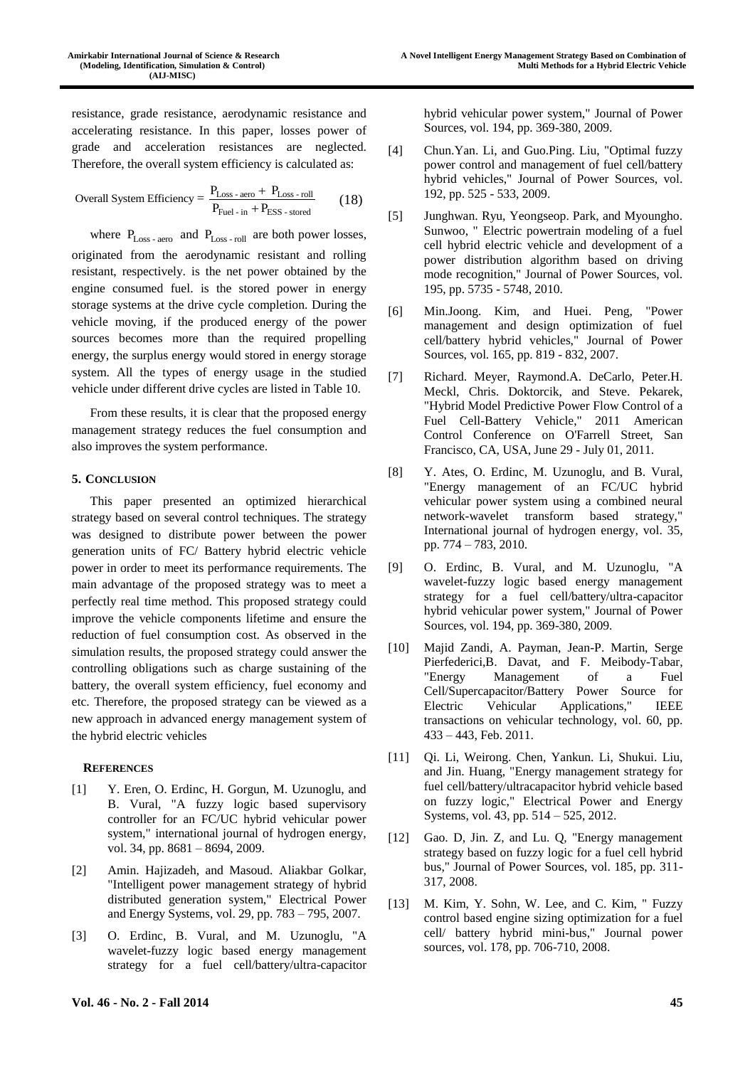resistance, grade resistance, aerodynamic resistance and accelerating resistance. In this paper, losses power of grade and acceleration resistances are neglected. Therefore, the overall system efficiency is calculated as:

$$\text{Overall System Efficiency} = \frac{P_{\text{Loss - aero}} + P_{\text{Loss - roll}}}{P_{\text{Fuel - in}} + P_{\text{ESS - stored}}} \quad (18)$$

where $P_{\text{Loss - aero}}$ and $P_{\text{Loss - roll}}$ are both power losses, originated from the aerodynamic resistant and rolling resistant, respectively. is the net power obtained by the engine consumed fuel. is the stored power in energy storage systems at the drive cycle completion. During the vehicle moving, if the produced energy of the power sources becomes more than the required propelling energy, the surplus energy would stored in energy storage system. All the types of energy usage in the studied vehicle under different drive cycles are listed in Table 10.

From these results, it is clear that the proposed energy management strategy reduces the fuel consumption and also improves the system performance.

## 5. Conclusion

This paper presented an optimized hierarchical strategy based on several control techniques. The strategy was designed to distribute power between the power generation units of FC/ Battery hybrid electric vehicle power in order to meet its performance requirements. The main advantage of the proposed strategy was to meet a perfectly real time method. This proposed strategy could improve the vehicle components lifetime and ensure the reduction of fuel consumption cost. As observed in the simulation results, the proposed strategy could answer the controlling obligations such as charge sustaining of the battery, the overall system efficiency, fuel economy and etc. Therefore, the proposed strategy can be viewed as a new approach in advanced energy management system of the hybrid electric vehicles

## References

[1] Y. Eren, O. Erdinc, H. Gorgun, M. Uzunoglu, and B. Vural, "A fuzzy logic based supervisory controller for an FC/UC hybrid vehicular power system," international journal of hydrogen energy, vol. 34, pp. 8681 – 8694, 2009.

[2] Amin. Hajizadeh, and Masoud. Aliakbar Golkar, "Intelligent power management strategy of hybrid distributed generation system," Electrical Power and Energy Systems, vol. 29, pp. 783 – 795, 2007.

[3] O. Erdinc, B. Vural, and M. Uzunoglu, "A wavelet-fuzzy logic based energy management strategy for a fuel cell/battery/ultra-capacitor hybrid vehicular power system," Journal of Power Sources, vol. 194, pp. 369-380, 2009.

[4] Chun.Yan. Li, and Guo.Ping. Liu, "Optimal fuzzy power control and management of fuel cell/battery hybrid vehicles," Journal of Power Sources, vol. 192, pp. 525 - 533, 2009.

[5] Junghwan. Ryu, Yeongseop. Park, and Myoungho. Sunwoo, " Electric powertrain modeling of a fuel cell hybrid electric vehicle and development of a power distribution algorithm based on driving mode recognition," Journal of Power Sources, vol. 195, pp. 5735 - 5748, 2010.

[6] Min.Joong. Kim, and Huei. Peng, "Power management and design optimization of fuel cell/battery hybrid vehicles," Journal of Power Sources, vol. 165, pp. 819 - 832, 2007.

[7] Richard. Meyer, Raymond.A. DeCarlo, Peter.H. Meckl, Chris. Doktorcik, and Steve. Pekarek, "Hybrid Model Predictive Power Flow Control of a Fuel Cell-Battery Vehicle," 2011 American Control Conference on O'Farrell Street, San Francisco, CA, USA, June 29 - July 01, 2011.

[8] Y. Ates, O. Erdinc, M. Uzunoglu, and B. Vural, "Energy management of an FC/UC hybrid vehicular power system using a combined neural network-wavelet transform based strategy," International journal of hydrogen energy, vol. 35, pp. 774 – 783, 2010.

[9] O. Erdinc, B. Vural, and M. Uzunoglu, "A wavelet-fuzzy logic based energy management strategy for a fuel cell/battery/ultra-capacitor hybrid vehicular power system," Journal of Power Sources, vol. 194, pp. 369-380, 2009.

[10] Majid Zandi, A. Payman, Jean-P. Martin, Serge Pierfederici,B. Davat, and F. Meibody-Tabar, "Energy Management of a Fuel Cell/Supercapacitor/Battery Power Source for Electric Vehicular Applications," IEEE transactions on vehicular technology, vol. 60, pp. 433 – 443, Feb. 2011.

[11] Qi. Li, Weirong. Chen, Yankun. Li, Shukui. Liu, and Jin. Huang, "Energy management strategy for fuel cell/battery/ultracapacitor hybrid vehicle based on fuzzy logic," Electrical Power and Energy Systems, vol. 43, pp. 514 – 525, 2012.

[12] Gao. D, Jin. Z, and Lu. Q, "Energy management strategy based on fuzzy logic for a fuel cell hybrid bus," Journal of Power Sources, vol. 185, pp. 311-317, 2008.

[13] M. Kim, Y. Sohn, W. Lee, and C. Kim, " Fuzzy control based engine sizing optimization for a fuel cell/ battery hybrid mini-bus," Journal power sources, vol. 178, pp. 706-710, 2008.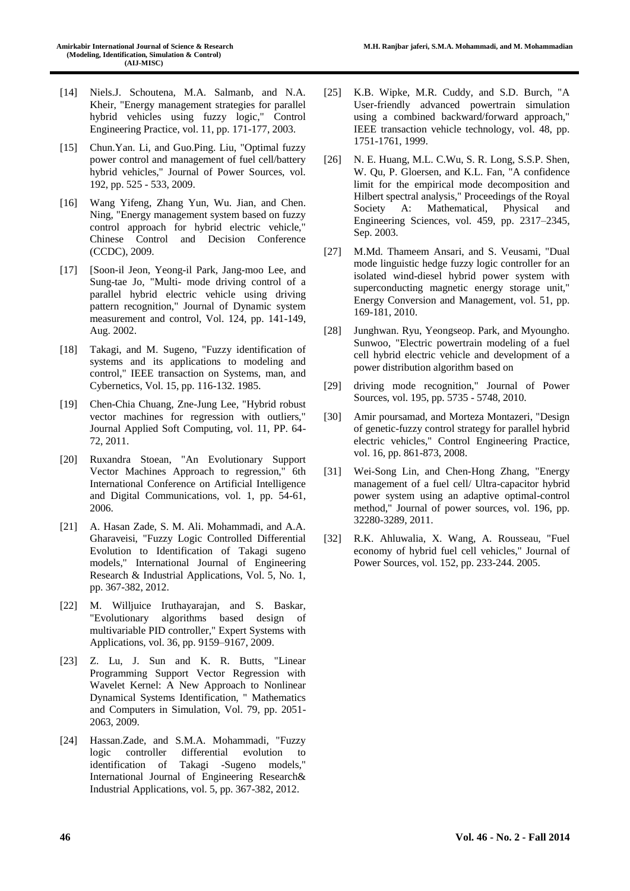[14] Niels.J. Schoutena, M.A. Salmanb, and N.A. Kheir, "Energy management strategies for parallel hybrid vehicles using fuzzy logic," Control Engineering Practice, vol. 11, pp. 171-177, 2003.

[15] Chun.Yan. Li, and Guo.Ping. Liu, "Optimal fuzzy power control and management of fuel cell/battery hybrid vehicles," Journal of Power Sources, vol. 192, pp. 525 - 533, 2009.

[16] Wang Yifeng, Zhang Yun, Wu. Jian, and Chen. Ning, "Energy management system based on fuzzy control approach for hybrid electric vehicle," Chinese Control and Decision Conference (CCDC), 2009.

[17] [Soon-il Jeon, Yeong-il Park, Jang-moo Lee, and Sung-tae Jo, "Multi- mode driving control of a parallel hybrid electric vehicle using driving pattern recognition," Journal of Dynamic system measurement and control, Vol. 124, pp. 141-149, Aug. 2002.

[18] Takagi, and M. Sugeno, "Fuzzy identification of systems and its applications to modeling and control," IEEE transaction on Systems, man, and Cybernetics, Vol. 15, pp. 116-132. 1985.

[19] Chen-Chia Chuang, Zne-Jung Lee, "Hybrid robust vector machines for regression with outliers," Journal Applied Soft Computing, vol. 11, PP. 64-72, 2011.

[20] Ruxandra Stoean, "An Evolutionary Support Vector Machines Approach to regression," 6th International Conference on Artificial Intelligence and Digital Communications, vol. 1, pp. 54-61, 2006.

[21] A. Hasan Zade, S. M. Ali. Mohammadi, and A.A. Gharaveisi, "Fuzzy Logic Controlled Differential Evolution to Identification of Takagi sugeno models," International Journal of Engineering Research & Industrial Applications, Vol. 5, No. 1, pp. 367-382, 2012.

[22] M. Willjuice Iruthayarajan, and S. Baskar, "Evolutionary algorithms based design of multivariable PID controller," Expert Systems with Applications, vol. 36, pp. 9159–9167, 2009.

[23] Z. Lu, J. Sun and K. R. Butts, "Linear Programming Support Vector Regression with Wavelet Kernel: A New Approach to Nonlinear Dynamical Systems Identification, " Mathematics and Computers in Simulation, Vol. 79, pp. 2051-2063, 2009.

[24] Hassan.Zade, and S.M.A. Mohammadi, "Fuzzy logic controller differential evolution to identification of Takagi -Sugeno models," International Journal of Engineering Research& Industrial Applications, vol. 5, pp. 367-382, 2012.

[25] K.B. Wipke, M.R. Cuddy, and S.D. Burch, "A User-friendly advanced powertrain simulation using a combined backward/forward approach," IEEE transaction vehicle technology, vol. 48, pp. 1751-1761, 1999.

[26] N. E. Huang, M.L. C.Wu, S. R. Long, S.S.P. Shen, W. Qu, P. Gloersen, and K.L. Fan, "A confidence limit for the empirical mode decomposition and Hilbert spectral analysis," Proceedings of the Royal Society A: Mathematical, Physical and Engineering Sciences, vol. 459, pp. 2317–2345, Sep. 2003.

[27] M.Md. Thameem Ansari, and S. Veusami, "Dual mode linguistic hedge fuzzy logic controller for an isolated wind-diesel hybrid power system with superconducting magnetic energy storage unit," Energy Conversion and Management, vol. 51, pp. 169-181, 2010.

[28] Junghwan. Ryu, Yeongseop. Park, and Myoungho. Sunwoo, "Electric powertrain modeling of a fuel cell hybrid electric vehicle and development of a power distribution algorithm based on

[29] driving mode recognition," Journal of Power Sources, vol. 195, pp. 5735 - 5748, 2010.

[30] Amir poursamad, and Morteza Montazeri, "Design of genetic-fuzzy control strategy for parallel hybrid electric vehicles," Control Engineering Practice, vol. 16, pp. 861-873, 2008.

[31] Wei-Song Lin, and Chen-Hong Zhang, "Energy management of a fuel cell/ Ultra-capacitor hybrid power system using an adaptive optimal-control method," Journal of power sources, vol. 196, pp. 32280-3289, 2011.

[32] R.K. Ahluwalia, X. Wang, A. Rousseau, "Fuel economy of hybrid fuel cell vehicles," Journal of Power Sources, vol. 152, pp. 233-244. 2005.